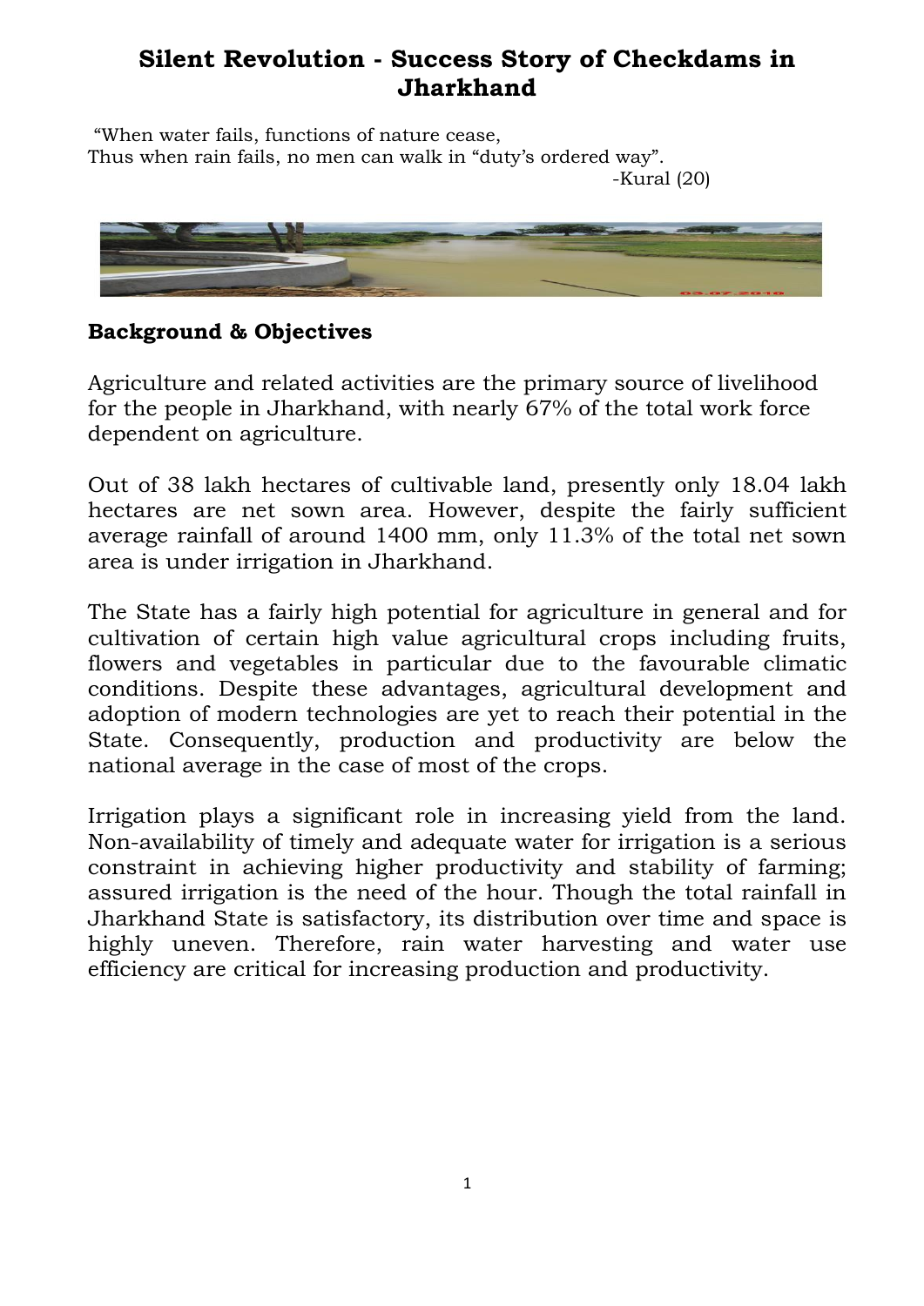# Silent Revolution - Success Story of Checkdams in Jharkhand

"When water fails, functions of nature cease,
Thus when rain fails, no men can walk in "duty's ordered way".
-Kural (20)

## Background & Objectives

Agriculture and related activities are the primary source of livelihood for the people in Jharkhand, with nearly 67% of the total work force dependent on agriculture.

Out of 38 lakh hectares of cultivable land, presently only 18.04 lakh hectares are net sown area. However, despite the fairly sufficient average rainfall of around 1400 mm, only 11.3% of the total net sown area is under irrigation in Jharkhand.

The State has a fairly high potential for agriculture in general and for cultivation of certain high value agricultural crops including fruits, flowers and vegetables in particular due to the favourable climatic conditions. Despite these advantages, agricultural development and adoption of modern technologies are yet to reach their potential in the State. Consequently, production and productivity are below the national average in the case of most of the crops.

Irrigation plays a significant role in increasing yield from the land. Non-availability of timely and adequate water for irrigation is a serious constraint in achieving higher productivity and stability of farming; assured irrigation is the need of the hour. Though the total rainfall in Jharkhand State is satisfactory, its distribution over time and space is highly uneven. Therefore, rain water harvesting and water use efficiency are critical for increasing production and productivity.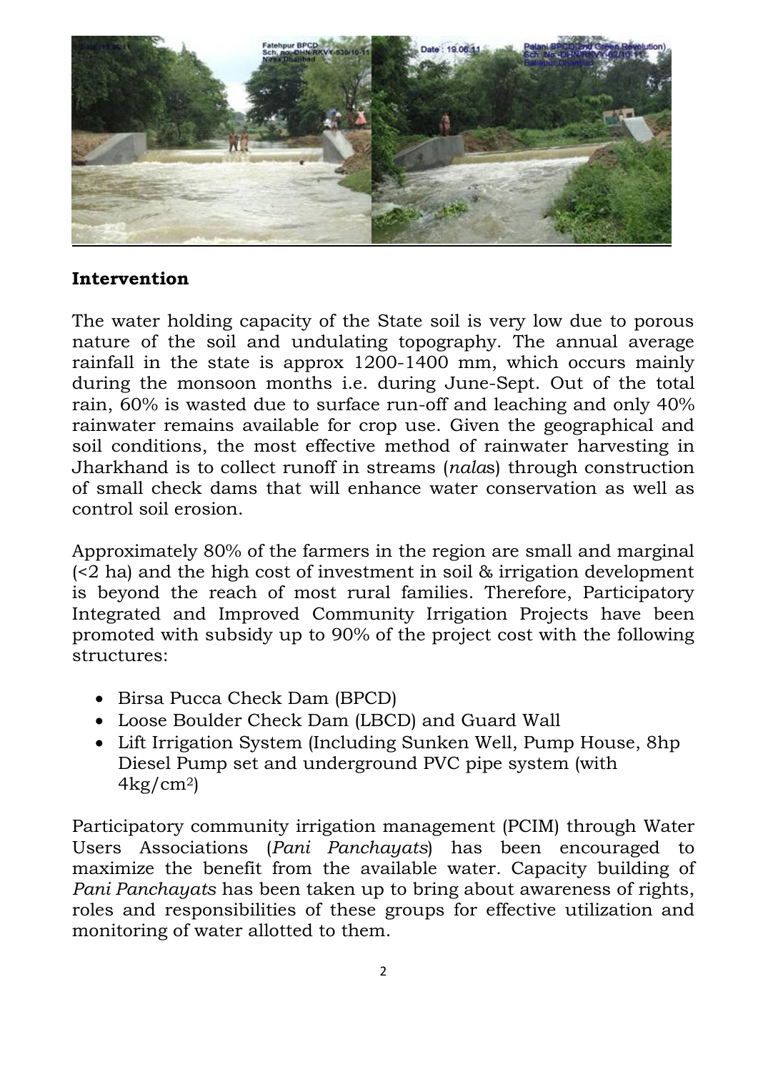## Intervention

The water holding capacity of the State soil is very low due to porous nature of the soil and undulating topography. The annual average rainfall in the state is approx 1200-1400 mm, which occurs mainly during the monsoon months i.e. during June-Sept. Out of the total rain, 60% is wasted due to surface run-off and leaching and only 40% rainwater remains available for crop use. Given the geographical and soil conditions, the most effective method of rainwater harvesting in Jharkhand is to collect runoff in streams (*nala*s) through construction of small check dams that will enhance water conservation as well as control soil erosion.

Approximately 80% of the farmers in the region are small and marginal (<2 ha) and the high cost of investment in soil & irrigation development is beyond the reach of most rural families. Therefore, Participatory Integrated and Improved Community Irrigation Projects have been promoted with subsidy up to 90% of the project cost with the following structures:

- Birsa Pucca Check Dam (BPCD)
- Loose Boulder Check Dam (LBCD) and Guard Wall
- Lift Irrigation System (Including Sunken Well, Pump House, 8hp Diesel Pump set and underground PVC pipe system (with $4kg/cm^2$)

Participatory community irrigation management (PCIM) through Water Users Associations (*Pani Panchayats*) has been encouraged to maximize the benefit from the available water. Capacity building of *Pani Panchayats* has been taken up to bring about awareness of rights, roles and responsibilities of these groups for effective utilization and monitoring of water allotted to them.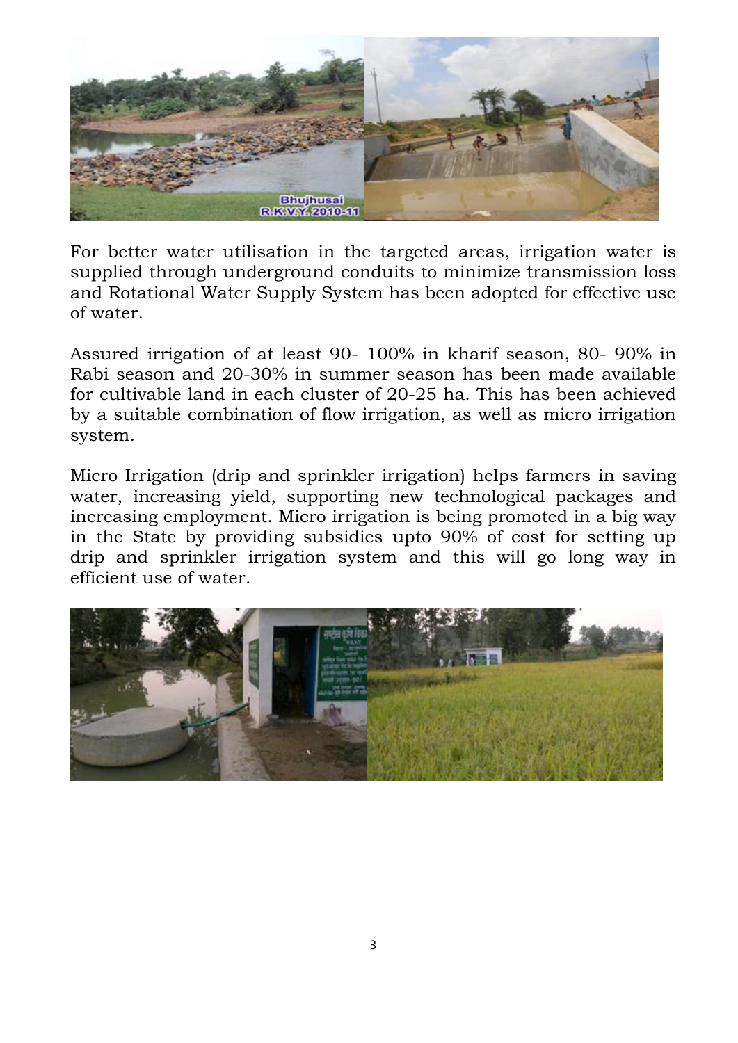For better water utilisation in the targeted areas, irrigation water is supplied through underground conduits to minimize transmission loss and Rotational Water Supply System has been adopted for effective use of water.

Assured irrigation of at least 90- 100% in kharif season, 80- 90% in Rabi season and 20-30% in summer season has been made available for cultivable land in each cluster of 20-25 ha. This has been achieved by a suitable combination of flow irrigation, as well as micro irrigation system.

Micro Irrigation (drip and sprinkler irrigation) helps farmers in saving water, increasing yield, supporting new technological packages and increasing employment. Micro irrigation is being promoted in a big way in the State by providing subsidies upto 90% of cost for setting up drip and sprinkler irrigation system and this will go long way in efficient use of water.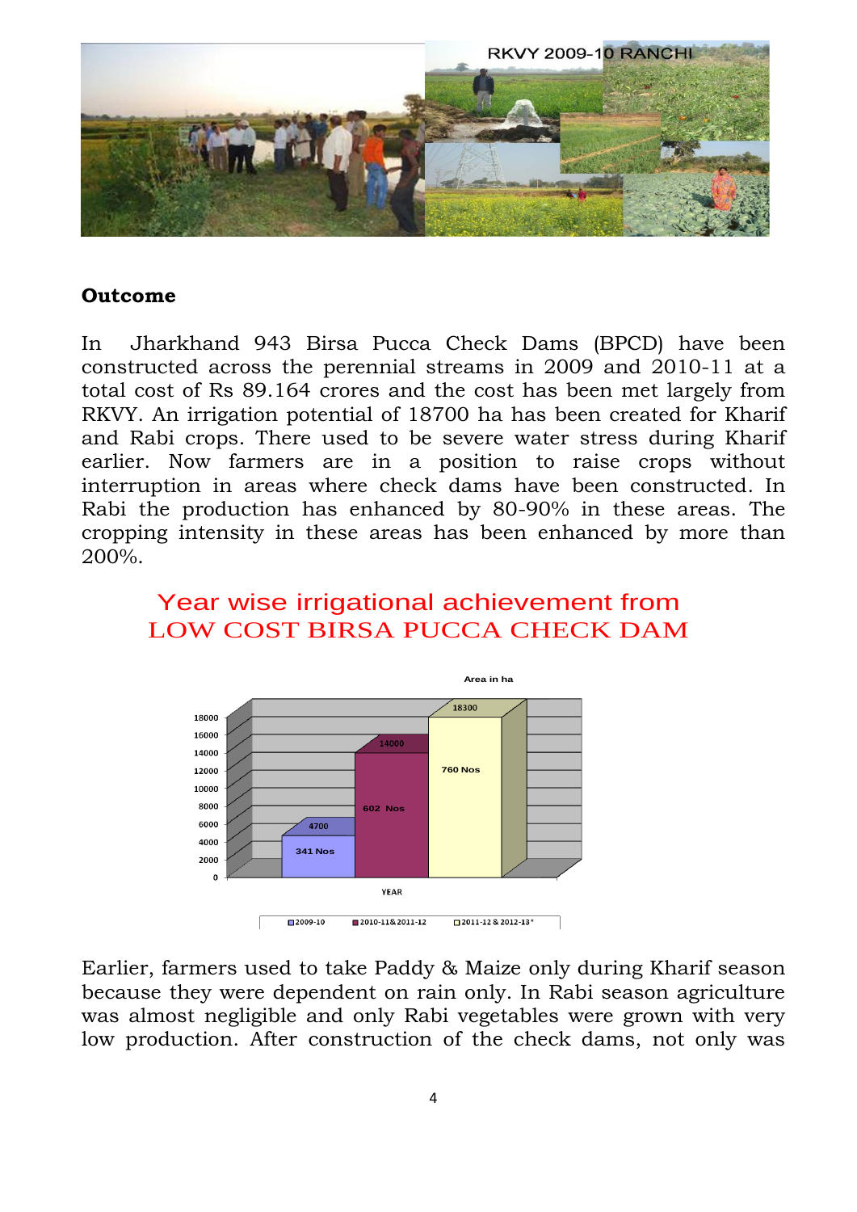## Outcome

In Jharkhand 943 Birsa Pucca Check Dams (BPCD) have been constructed across the perennial streams in 2009 and 2010-11 at a total cost of Rs 89.164 crores and the cost has been met largely from RKVY. An irrigation potential of 18700 ha has been created for Kharif and Rabi crops. There used to be severe water stress during Kharif earlier. Now farmers are in a position to raise crops without interruption in areas where check dams have been constructed. In Rabi the production has enhanced by 80-90% in these areas. The cropping intensity in these areas has been enhanced by more than 200%.

## Year wise irrigational achievement from LOW COST BIRSA PUCCA CHECK DAM

Area in ha

18000
16000
14000
12000
10000
8000
6000
4000
2000
0

4700
341 Nos
14000
602 Nos
18300
760 Nos

YEAR

2009-10
2010-11&2011-12
2011-12 & 2012-13*

Earlier, farmers used to take Paddy & Maize only during Kharif season because they were dependent on rain only. In Rabi season agriculture was almost negligible and only Rabi vegetables were grown with very low production. After construction of the check dams, not only was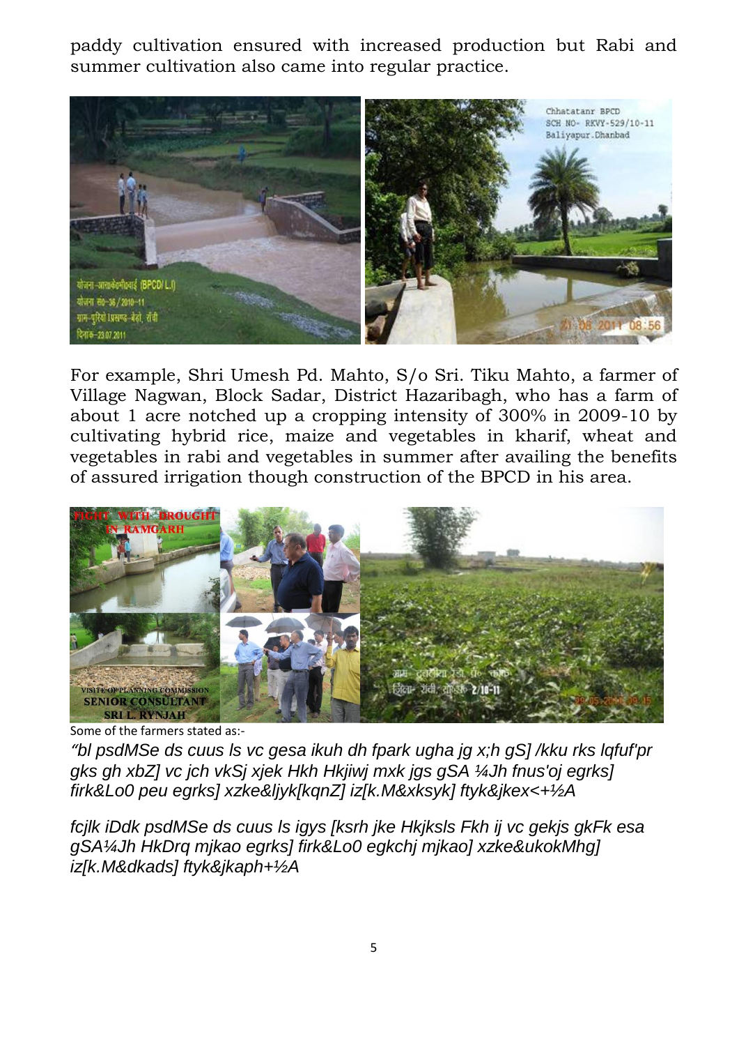paddy cultivation ensured with increased production but Rabi and summer cultivation also came into regular practice.

For example, Shri Umesh Pd. Mahto, S/o Sri. Tiku Mahto, a farmer of Village Nagwan, Block Sadar, District Hazaribagh, who has a farm of about 1 acre notched up a cropping intensity of 300% in 2009-10 by cultivating hybrid rice, maize and vegetables in kharif, wheat and vegetables in rabi and vegetables in summer after availing the benefits of assured irrigation though construction of the BPCD in his area.

Some of the farmers stated as:-

*"bl psdMSe ds cuus ls vc gesa ikuh dh fpark ugha jg x;h gS] /kku rks lqfuf'pr gks gh xbZ] vc jch vkSj xjek Hkh Hkjiwj mxk jgs gSA ¼Jh fnus'oj egrks] firk&Lo0 peu egrks] xzke&ljyk[kqnZ] iz[k.M&xksyk] ftyk&jkex<+½A*

*fcjlk iDdk psdMSe ds cuus ls igys [ksrh jke Hkjksls Fkh ij vc gekjs gkFk esa gSA¼Jh HkDrq mjkao egrks] firk&Lo0 egkchj mjkao] xzke&ukokMhg] iz[k.M&dkads] ftyk&jkaph+½A*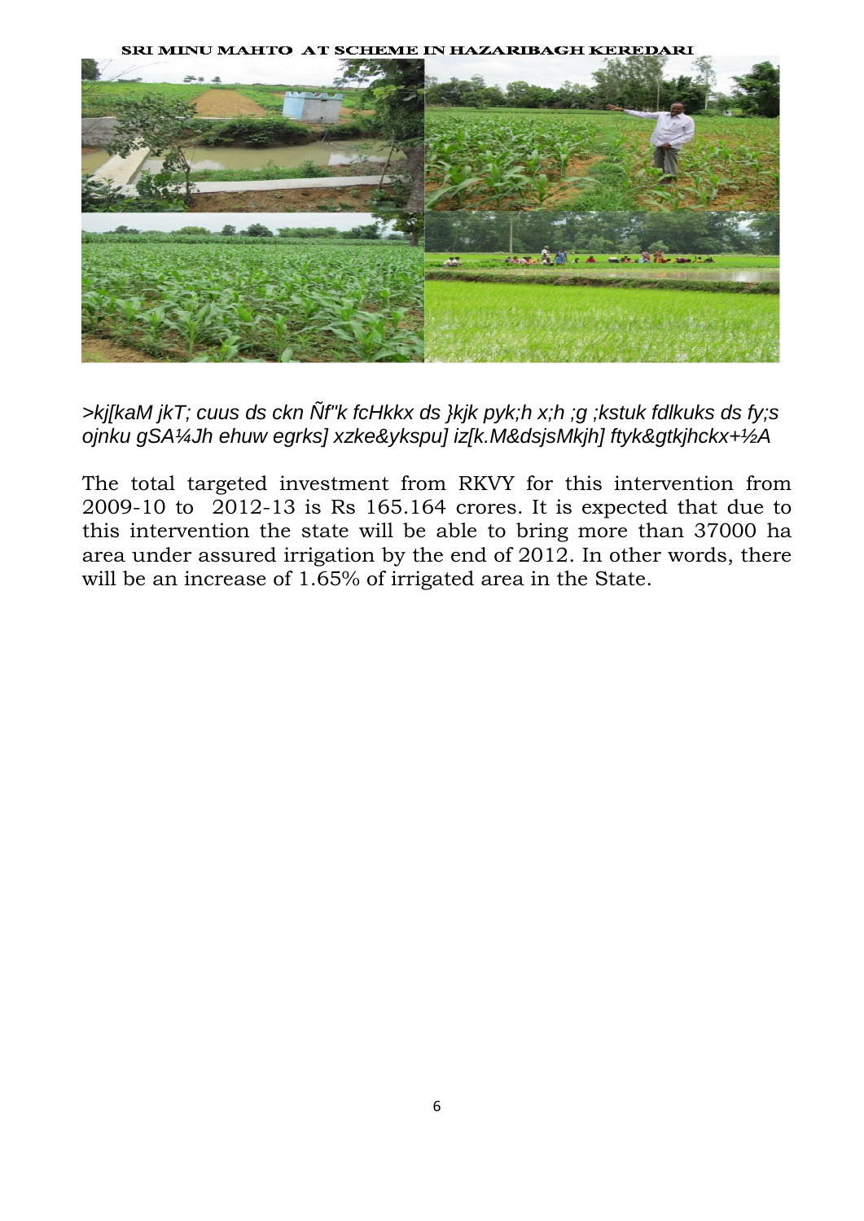**SRI MINU MAHTO AT SCHEME IN HAZARIBAGH KEREDARI**

*>kj[kaM jkT; cuus ds ckn Ñf"k fcHkkx ds }kjk pyk;h x;h ;g ;kstuk fdlkuks ds fy;s ojnku gSA¼Jh ehuw egrks] xzke&ykspu] iz[k.M&dsjsMkjh] ftyk&gtkjhckx+½A*

The total targeted investment from RKVY for this intervention from 2009-10 to 2012-13 is Rs 165.164 crores. It is expected that due to this intervention the state will be able to bring more than 37000 ha area under assured irrigation by the end of 2012. In other words, there will be an increase of 1.65% of irrigated area in the State.